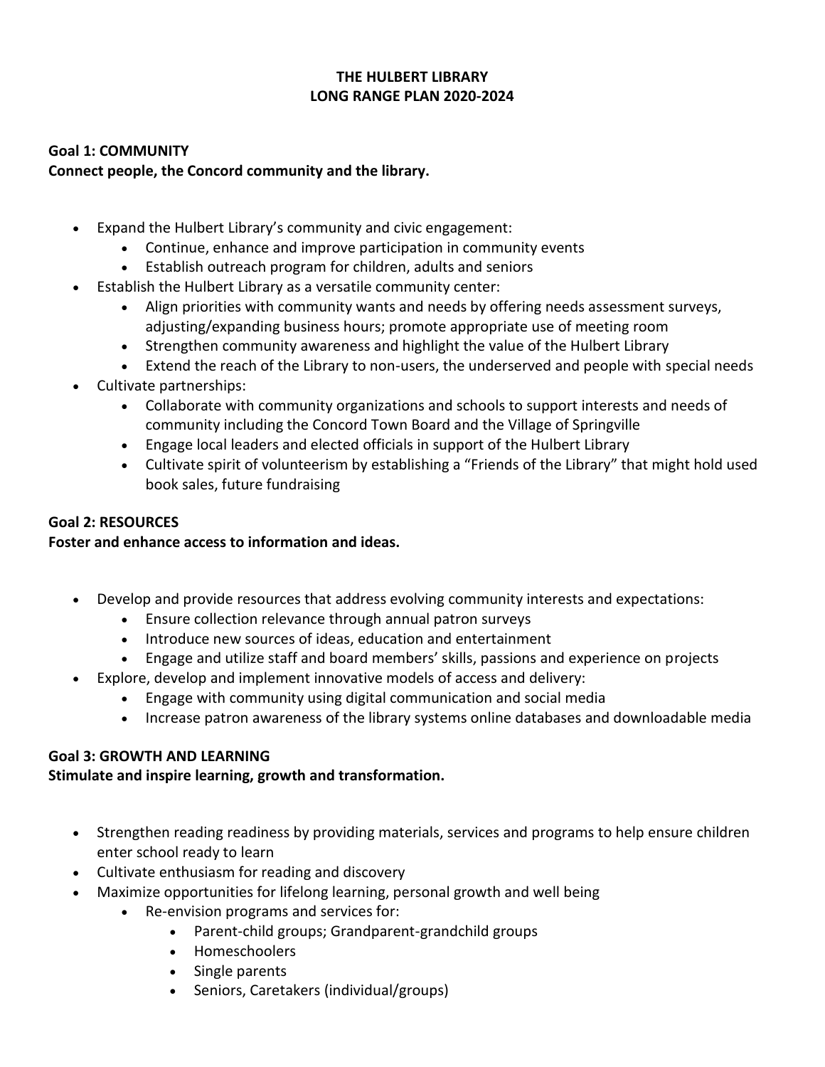**THE HULBERT LIBRARY**
**LONG RANGE PLAN 2020-2024**

**Goal 1: COMMUNITY**
**Connect people, the Concord community and the library.**

- Expand the Hulbert Library's community and civic engagement:
  - Continue, enhance and improve participation in community events
  - Establish outreach program for children, adults and seniors
- Establish the Hulbert Library as a versatile community center:
  - Align priorities with community wants and needs by offering needs assessment surveys, adjusting/expanding business hours; promote appropriate use of meeting room
  - Strengthen community awareness and highlight the value of the Hulbert Library
  - Extend the reach of the Library to non-users, the underserved and people with special needs
- Cultivate partnerships:
  - Collaborate with community organizations and schools to support interests and needs of community including the Concord Town Board and the Village of Springville
  - Engage local leaders and elected officials in support of the Hulbert Library
  - Cultivate spirit of volunteerism by establishing a "Friends of the Library" that might hold used book sales, future fundraising

**Goal 2: RESOURCES**
**Foster and enhance access to information and ideas.**

- Develop and provide resources that address evolving community interests and expectations:
  - Ensure collection relevance through annual patron surveys
  - Introduce new sources of ideas, education and entertainment
  - Engage and utilize staff and board members' skills, passions and experience on projects
- Explore, develop and implement innovative models of access and delivery:
  - Engage with community using digital communication and social media
  - Increase patron awareness of the library systems online databases and downloadable media

**Goal 3: GROWTH AND LEARNING**
**Stimulate and inspire learning, growth and transformation.**

- Strengthen reading readiness by providing materials, services and programs to help ensure children enter school ready to learn
- Cultivate enthusiasm for reading and discovery
- Maximize opportunities for lifelong learning, personal growth and well being
  - Re-envision programs and services for:
    - Parent-child groups; Grandparent-grandchild groups
    - Homeschoolers
    - Single parents
    - Seniors, Caretakers (individual/groups)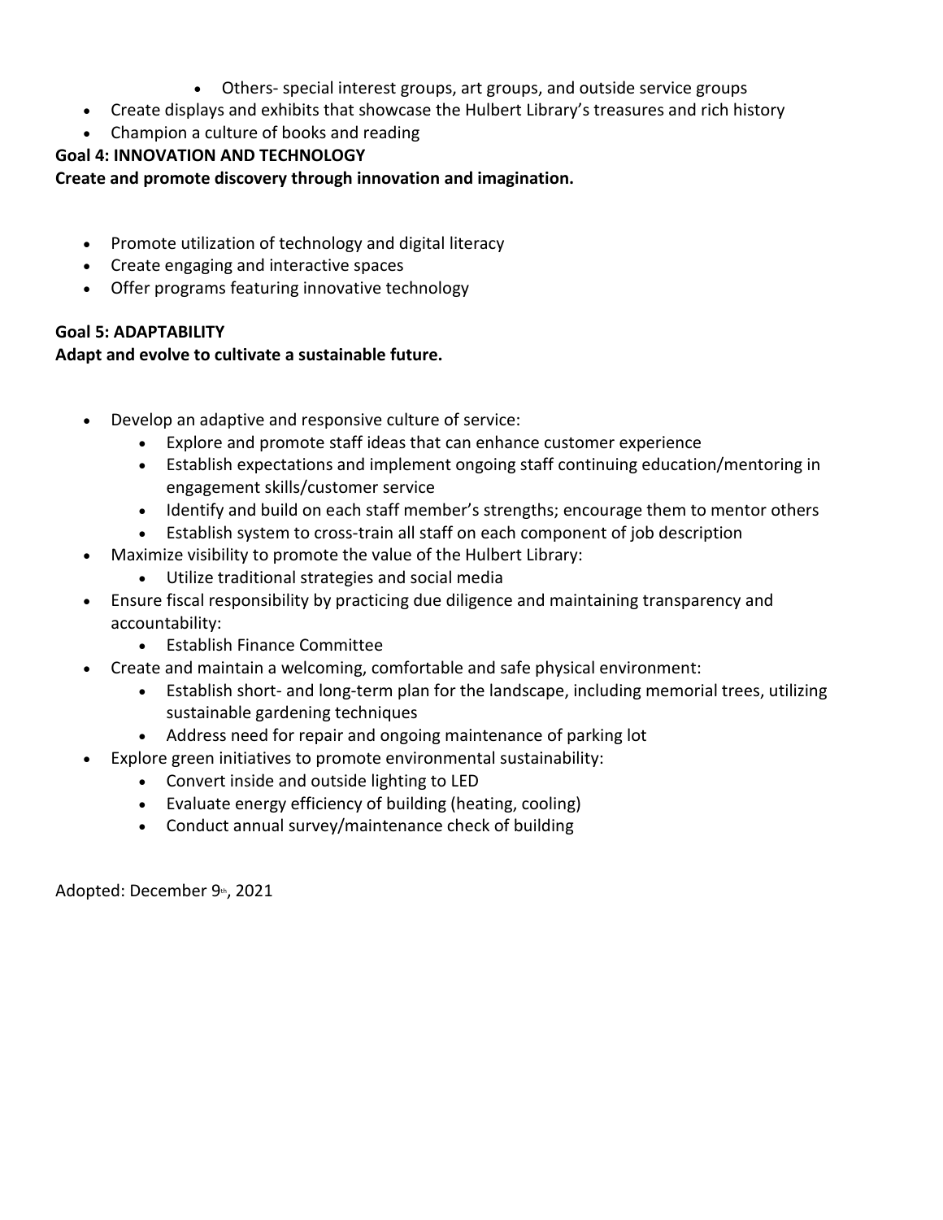- Others- special interest groups, art groups, and outside service groups
- Create displays and exhibits that showcase the Hulbert Library's treasures and rich history
- Champion a culture of books and reading

**Goal 4: INNOVATION AND TECHNOLOGY**
**Create and promote discovery through innovation and imagination.**

- Promote utilization of technology and digital literacy
- Create engaging and interactive spaces
- Offer programs featuring innovative technology

**Goal 5: ADAPTABILITY**
**Adapt and evolve to cultivate a sustainable future.**

- Develop an adaptive and responsive culture of service:
    - Explore and promote staff ideas that can enhance customer experience
    - Establish expectations and implement ongoing staff continuing education/mentoring in engagement skills/customer service
    - Identify and build on each staff member's strengths; encourage them to mentor others
    - Establish system to cross-train all staff on each component of job description
- Maximize visibility to promote the value of the Hulbert Library:
    - Utilize traditional strategies and social media
- Ensure fiscal responsibility by practicing due diligence and maintaining transparency and accountability:
    - Establish Finance Committee
- Create and maintain a welcoming, comfortable and safe physical environment:
    - Establish short- and long-term plan for the landscape, including memorial trees, utilizing sustainable gardening techniques
    - Address need for repair and ongoing maintenance of parking lot
- Explore green initiatives to promote environmental sustainability:
    - Convert inside and outside lighting to LED
    - Evaluate energy efficiency of building (heating, cooling)
    - Conduct annual survey/maintenance check of building

Adopted: December 9th, 2021